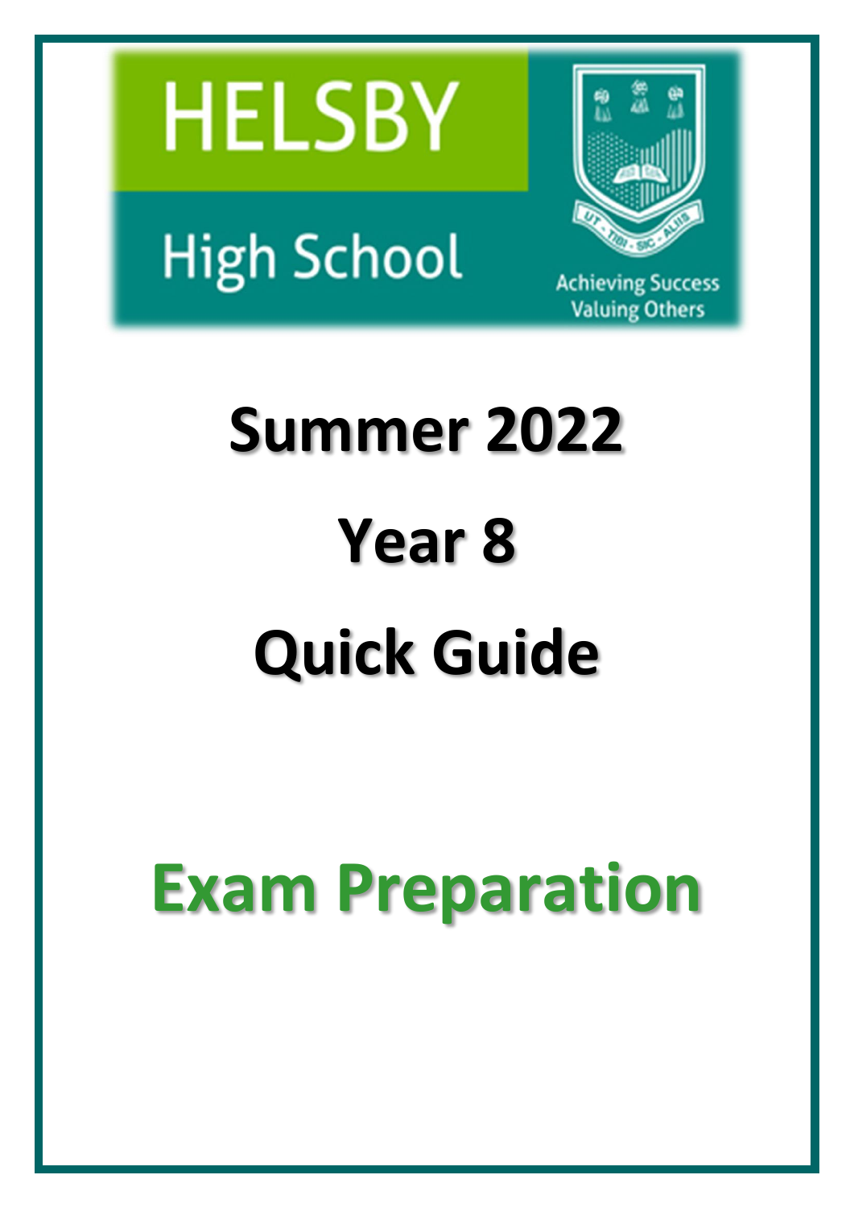HELSBY

High School

UT TIBI SIC ALIIS

Achieving Success
Valuing Others

# Summer 2022

# Year 8

# Quick Guide

# Exam Preparation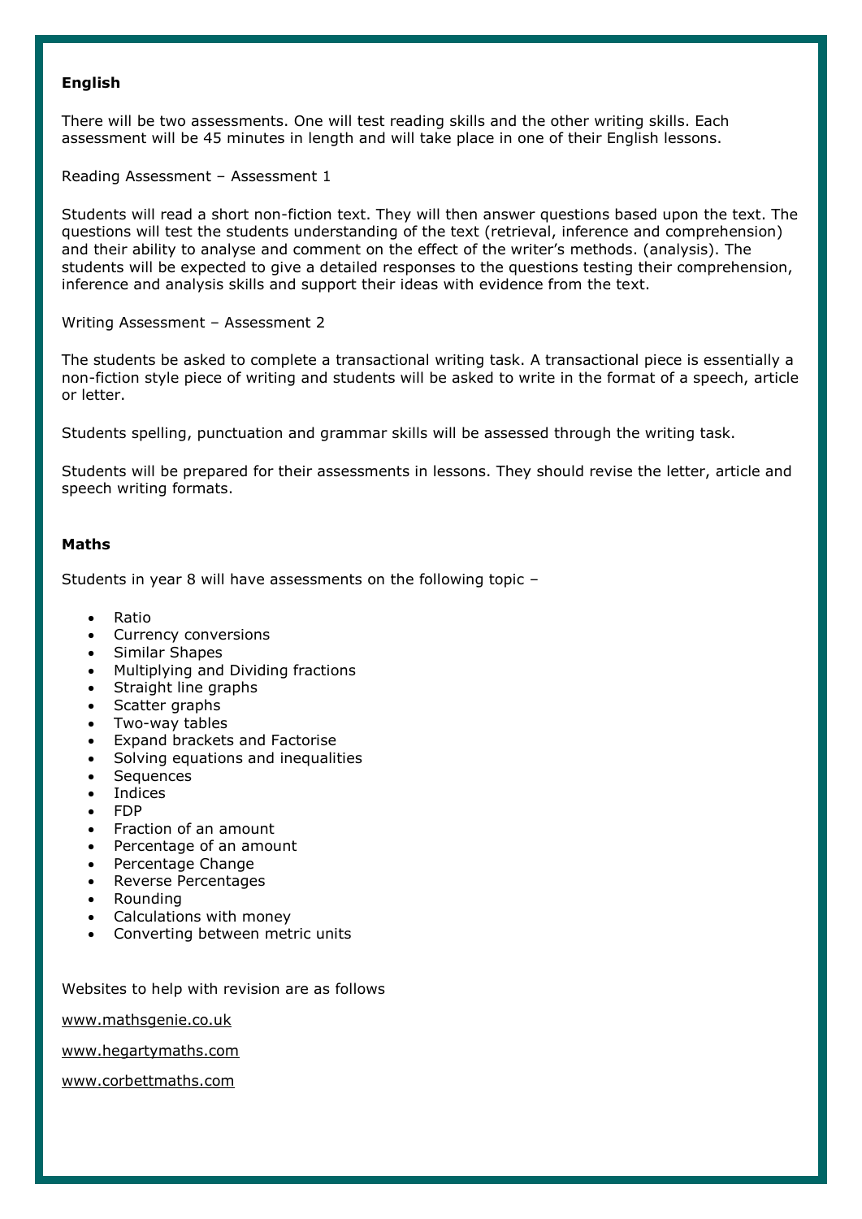**English**

There will be two assessments. One will test reading skills and the other writing skills. Each assessment will be 45 minutes in length and will take place in one of their English lessons.

Reading Assessment – Assessment 1

Students will read a short non-fiction text. They will then answer questions based upon the text. The questions will test the students understanding of the text (retrieval, inference and comprehension) and their ability to analyse and comment on the effect of the writer's methods. (analysis). The students will be expected to give a detailed responses to the questions testing their comprehension, inference and analysis skills and support their ideas with evidence from the text.

Writing Assessment – Assessment 2

The students be asked to complete a transactional writing task. A transactional piece is essentially a non-fiction style piece of writing and students will be asked to write in the format of a speech, article or letter.

Students spelling, punctuation and grammar skills will be assessed through the writing task.

Students will be prepared for their assessments in lessons. They should revise the letter, article and speech writing formats.

**Maths**

Students in year 8 will have assessments on the following topic –

- Ratio
- Currency conversions
- Similar Shapes
- Multiplying and Dividing fractions
- Straight line graphs
- Scatter graphs
- Two-way tables
- Expand brackets and Factorise
- Solving equations and inequalities
- Sequences
- Indices
- FDP
- Fraction of an amount
- Percentage of an amount
- Percentage Change
- Reverse Percentages
- Rounding
- Calculations with money
- Converting between metric units

Websites to help with revision are as follows

www.mathsgenie.co.uk

www.hegartymaths.com

www.corbettmaths.com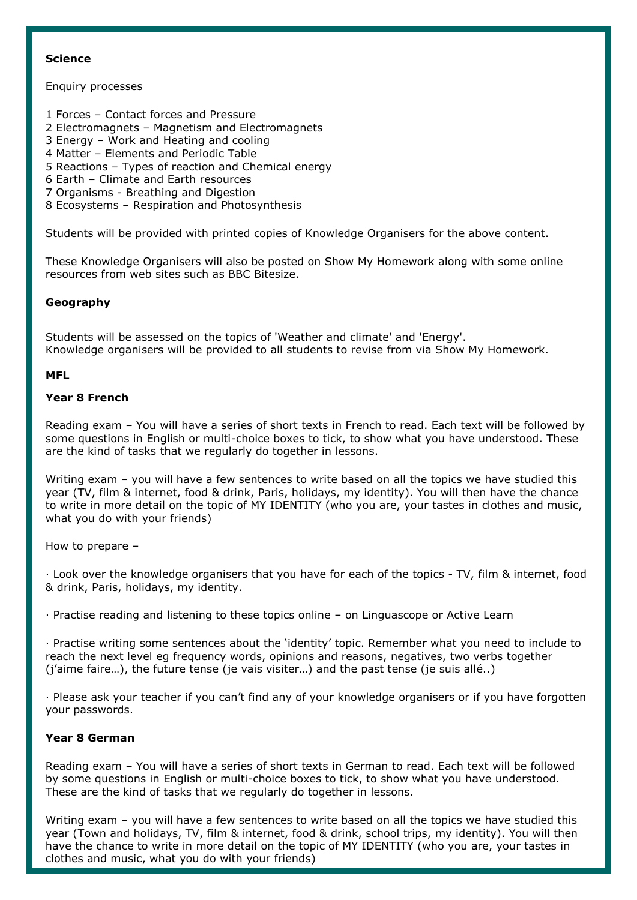**Science**

Enquiry processes

1 Forces – Contact forces and Pressure
2 Electromagnets – Magnetism and Electromagnets
3 Energy – Work and Heating and cooling
4 Matter – Elements and Periodic Table
5 Reactions – Types of reaction and Chemical energy
6 Earth – Climate and Earth resources
7 Organisms - Breathing and Digestion
8 Ecosystems – Respiration and Photosynthesis

Students will be provided with printed copies of Knowledge Organisers for the above content.

These Knowledge Organisers will also be posted on Show My Homework along with some online resources from web sites such as BBC Bitesize.

**Geography**

Students will be assessed on the topics of 'Weather and climate' and 'Energy'.
Knowledge organisers will be provided to all students to revise from via Show My Homework.

**MFL**

**Year 8 French**

Reading exam – You will have a series of short texts in French to read. Each text will be followed by some questions in English or multi-choice boxes to tick, to show what you have understood. These are the kind of tasks that we regularly do together in lessons.

Writing exam – you will have a few sentences to write based on all the topics we have studied this year (TV, film & internet, food & drink, Paris, holidays, my identity). You will then have the chance to write in more detail on the topic of MY IDENTITY (who you are, your tastes in clothes and music, what you do with your friends)

How to prepare –

· Look over the knowledge organisers that you have for each of the topics - TV, film & internet, food & drink, Paris, holidays, my identity.

· Practise reading and listening to these topics online – on Linguascope or Active Learn

· Practise writing some sentences about the 'identity' topic. Remember what you need to include to reach the next level eg frequency words, opinions and reasons, negatives, two verbs together (j'aime faire…), the future tense (je vais visiter…) and the past tense (je suis allé..)

· Please ask your teacher if you can't find any of your knowledge organisers or if you have forgotten your passwords.

**Year 8 German**

Reading exam – You will have a series of short texts in German to read. Each text will be followed by some questions in English or multi-choice boxes to tick, to show what you have understood. These are the kind of tasks that we regularly do together in lessons.

Writing exam – you will have a few sentences to write based on all the topics we have studied this year (Town and holidays, TV, film & internet, food & drink, school trips, my identity). You will then have the chance to write in more detail on the topic of MY IDENTITY (who you are, your tastes in clothes and music, what you do with your friends)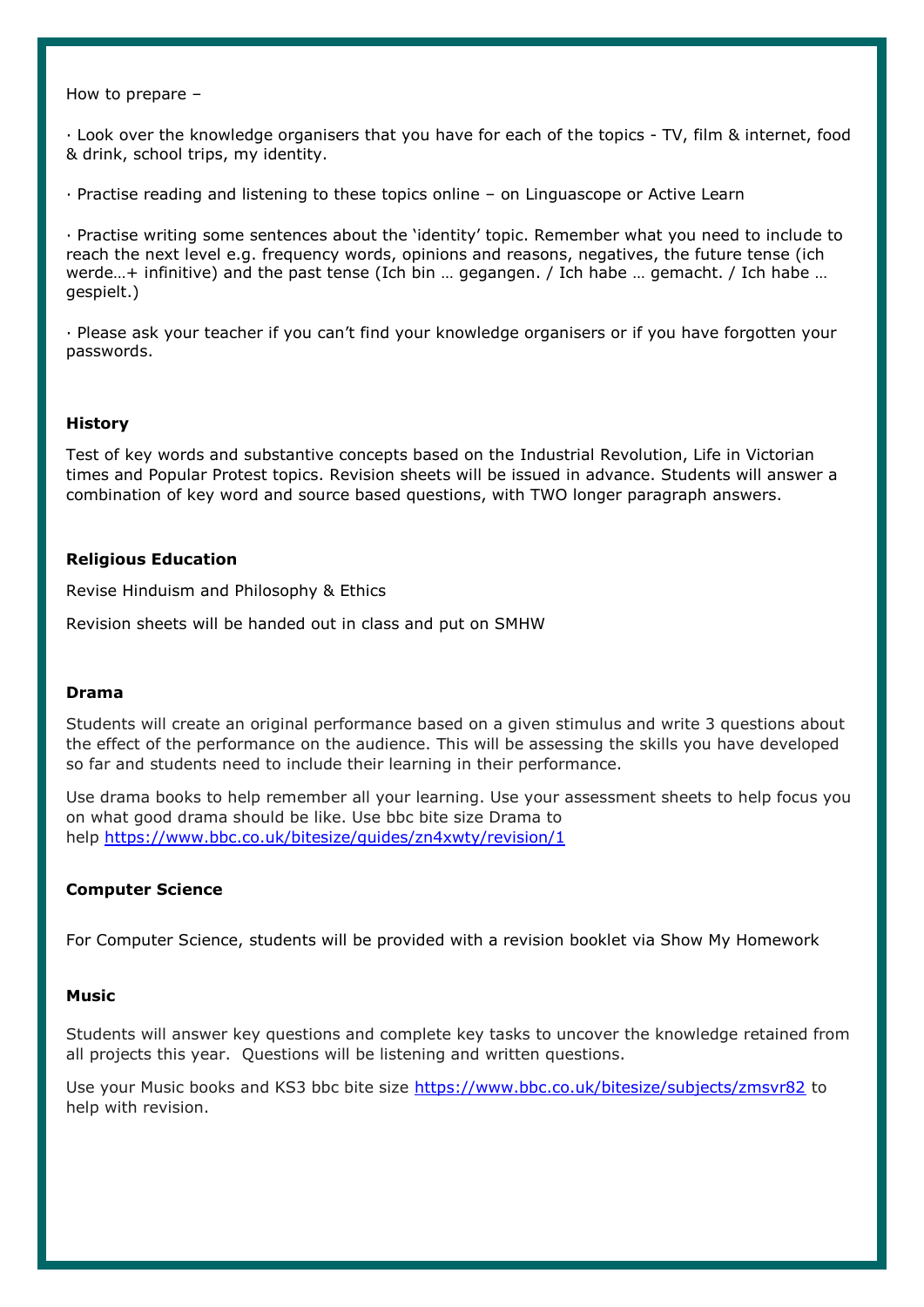How to prepare –

· Look over the knowledge organisers that you have for each of the topics - TV, film & internet, food & drink, school trips, my identity.

· Practise reading and listening to these topics online – on Linguascope or Active Learn

· Practise writing some sentences about the 'identity' topic. Remember what you need to include to reach the next level e.g. frequency words, opinions and reasons, negatives, the future tense (ich werde…+ infinitive) and the past tense (Ich bin … gegangen. / Ich habe … gemacht. / Ich habe … gespielt.)

· Please ask your teacher if you can't find your knowledge organisers or if you have forgotten your passwords.

**History**

Test of key words and substantive concepts based on the Industrial Revolution, Life in Victorian times and Popular Protest topics. Revision sheets will be issued in advance. Students will answer a combination of key word and source based questions, with TWO longer paragraph answers.

**Religious Education**

Revise Hinduism and Philosophy & Ethics

Revision sheets will be handed out in class and put on SMHW

**Drama**

Students will create an original performance based on a given stimulus and write 3 questions about the effect of the performance on the audience. This will be assessing the skills you have developed so far and students need to include their learning in their performance.

Use drama books to help remember all your learning. Use your assessment sheets to help focus you on what good drama should be like. Use bbc bite size Drama to help https://www.bbc.co.uk/bitesize/guides/zn4xwty/revision/1

**Computer Science**

For Computer Science, students will be provided with a revision booklet via Show My Homework

**Music**

Students will answer key questions and complete key tasks to uncover the knowledge retained from all projects this year. Questions will be listening and written questions.

Use your Music books and KS3 bbc bite size https://www.bbc.co.uk/bitesize/subjects/zmsvr82 to help with revision.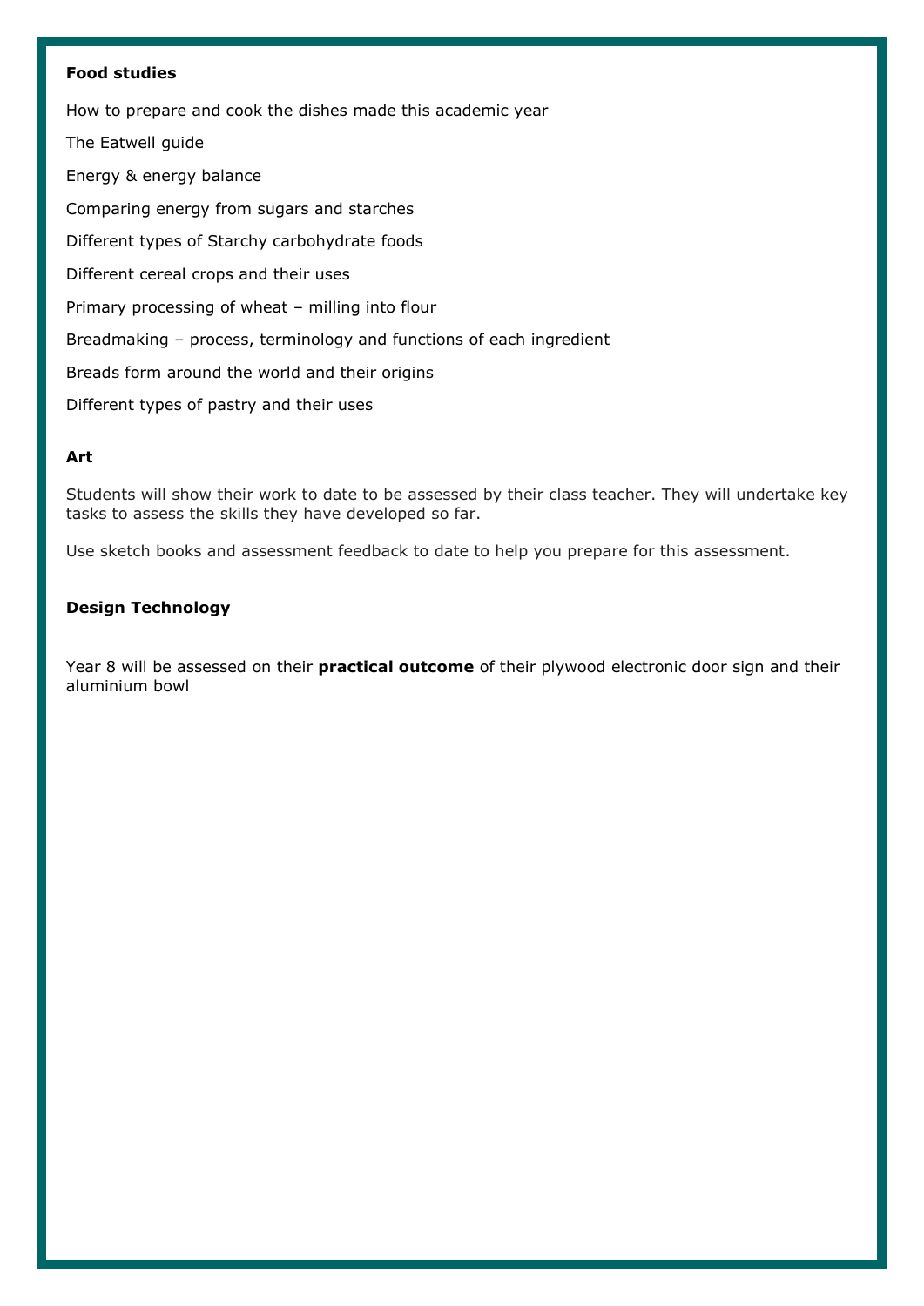**Food studies**

How to prepare and cook the dishes made this academic year

The Eatwell guide

Energy & energy balance

Comparing energy from sugars and starches

Different types of Starchy carbohydrate foods

Different cereal crops and their uses

Primary processing of wheat – milling into flour

Breadmaking – process, terminology and functions of each ingredient

Breads form around the world and their origins

Different types of pastry and their uses

**Art**

Students will show their work to date to be assessed by their class teacher. They will undertake key tasks to assess the skills they have developed so far.

Use sketch books and assessment feedback to date to help you prepare for this assessment.

**Design Technology**

Year 8 will be assessed on their **practical outcome** of their plywood electronic door sign and their aluminium bowl